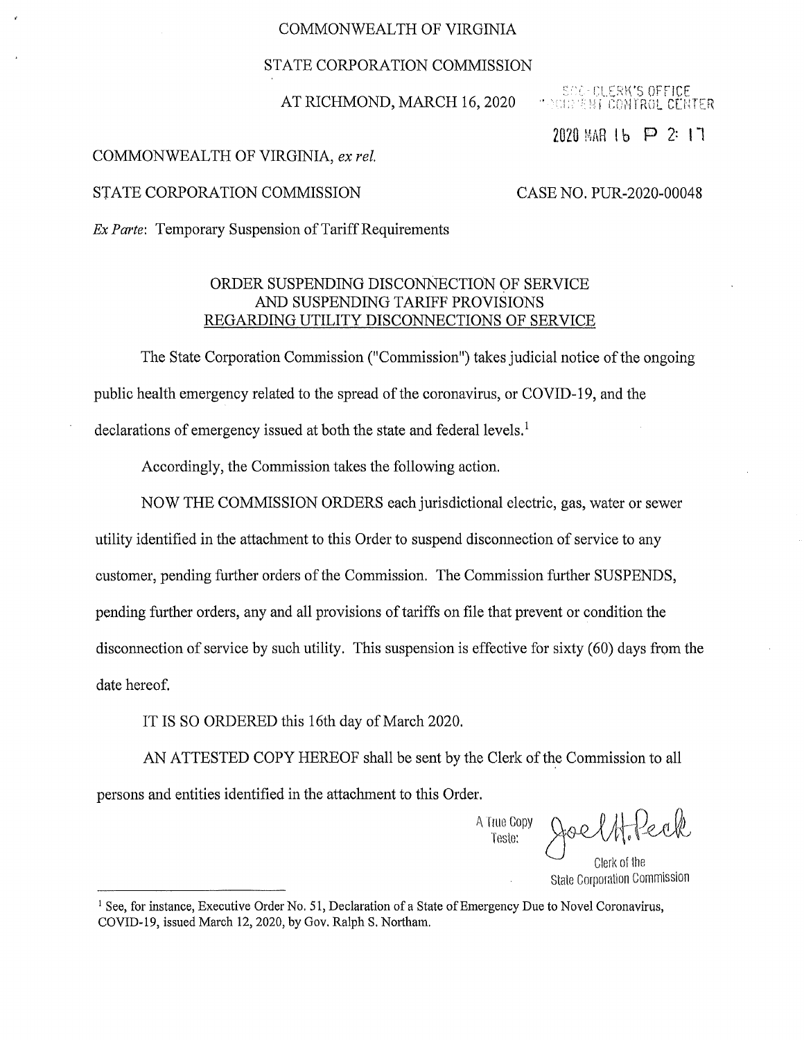COMMONWEALTH OF VIRGINIA

STATE CORPORATION COMMISSION

AT RICHMOND, MARCH 16, 2020

SCC-CLERK'S OFFICE
DOCUMENT CONTROL CENTER

2020 MAR 16 P 2: 17

COMMONWEALTH OF VIRGINIA, *ex rel.*

STATE CORPORATION COMMISSION

CASE NO. PUR-2020-00048

*Ex Parte*: Temporary Suspension of Tariff Requirements

## ORDER SUSPENDING DISCONNECTION OF SERVICE AND SUSPENDING TARIFF PROVISIONS REGARDING UTILITY DISCONNECTIONS OF SERVICE

The State Corporation Commission ("Commission") takes judicial notice of the ongoing public health emergency related to the spread of the coronavirus, or COVID-19, and the declarations of emergency issued at both the state and federal levels.[1]

Accordingly, the Commission takes the following action.

NOW THE COMMISSION ORDERS each jurisdictional electric, gas, water or sewer utility identified in the attachment to this Order to suspend disconnection of service to any customer, pending further orders of the Commission. The Commission further SUSPENDS, pending further orders, any and all provisions of tariffs on file that prevent or condition the disconnection of service by such utility. This suspension is effective for sixty (60) days from the date hereof.

IT IS SO ORDERED this 16th day of March 2020.

AN ATTESTED COPY HEREOF shall be sent by the Clerk of the Commission to all persons and entities identified in the attachment to this Order.

A True Copy
Teste:

Joel H. Peck

Clerk of the
State Corporation Commission

---

[1] See, for instance, Executive Order No. 51, Declaration of a State of Emergency Due to Novel Coronavirus, COVID-19, issued March 12, 2020, by Gov. Ralph S. Northam.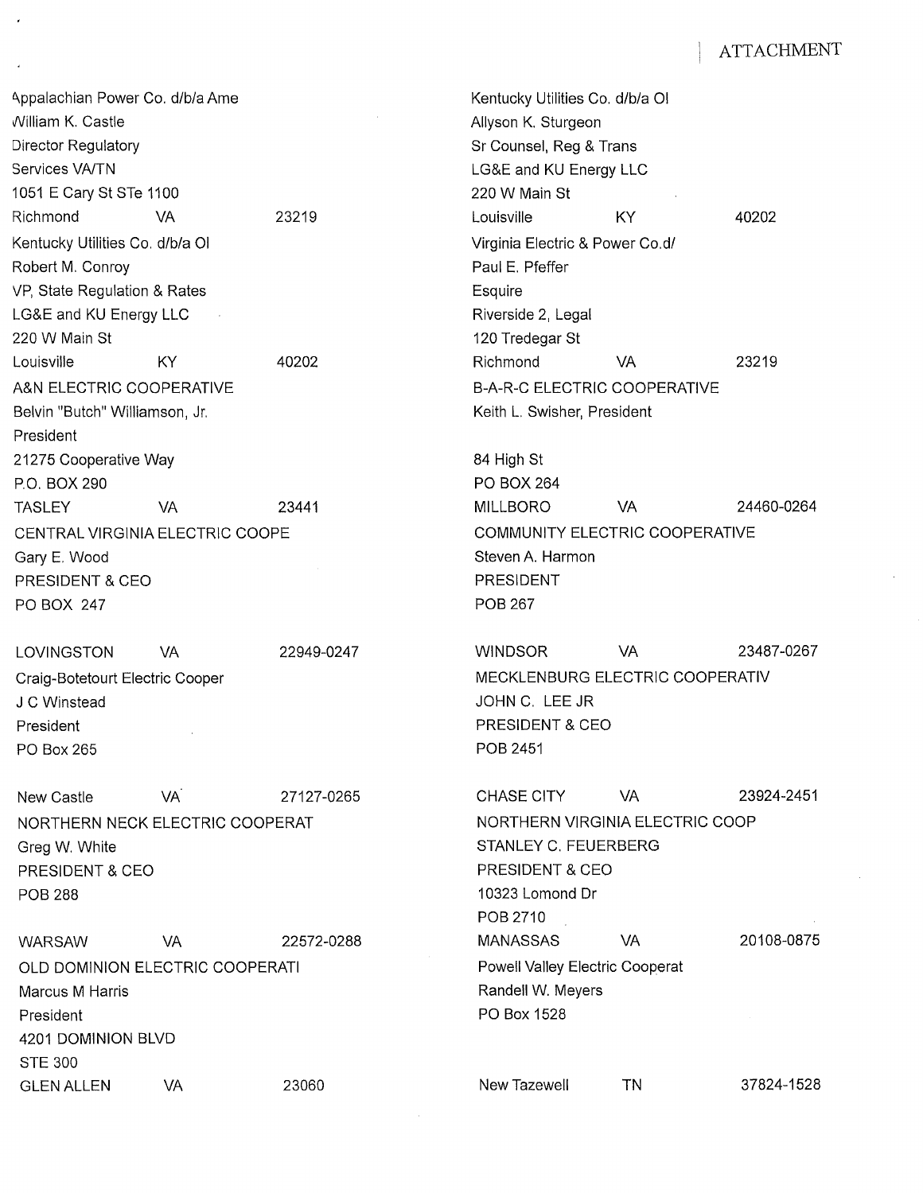ATTACHMENT

Appalachian Power Co. d/b/a Ame
William K. Castle
Director Regulatory
Services VA/TN
1051 E Cary St STe 1100
Richmond VA 23219

Kentucky Utilities Co. d/b/a OI
Robert M. Conroy
VP, State Regulation & Rates
LG&E and KU Energy LLC
220 W Main St
Louisville KY 40202

A&N ELECTRIC COOPERATIVE
Belvin "Butch" Williamson, Jr.
President
21275 Cooperative Way
P.O. BOX 290
TASLEY VA 23441

CENTRAL VIRGINIA ELECTRIC COOPE
Gary E. Wood
PRESIDENT & CEO
PO BOX 247

LOVINGSTON VA 22949-0247

Craig-Botetourt Electric Cooper
J C Winstead
President
PO Box 265

New Castle VA 27127-0265

NORTHERN NECK ELECTRIC COOPERAT
Greg W. White
PRESIDENT & CEO
POB 288

WARSAW VA 22572-0288

OLD DOMINION ELECTRIC COOPERATI
Marcus M Harris
President
4201 DOMINION BLVD
STE 300
GLEN ALLEN VA 23060

Kentucky Utilities Co. d/b/a OI
Allyson K. Sturgeon
Sr Counsel, Reg & Trans
LG&E and KU Energy LLC
220 W Main St
Louisville KY 40202

Virginia Electric & Power Co.d/
Paul E. Pfeffer
Esquire
Riverside 2, Legal
120 Tredegar St
Richmond VA 23219

B-A-R-C ELECTRIC COOPERATIVE
Keith L. Swisher, President

84 High St
PO BOX 264
MILLBORO VA 24460-0264

COMMUNITY ELECTRIC COOPERATIVE
Steven A. Harmon
PRESIDENT
POB 267

WINDSOR VA 23487-0267

MECKLENBURG ELECTRIC COOPERATIV
JOHN C. LEE JR
PRESIDENT & CEO
POB 2451

CHASE CITY VA 23924-2451

NORTHERN VIRGINIA ELECTRIC COOP
STANLEY C. FEUERBERG
PRESIDENT & CEO
10323 Lomond Dr
POB 2710
MANASSAS VA 20108-0875

Powell Valley Electric Cooperat
Randell W. Meyers
PO Box 1528

New Tazewell TN 37824-1528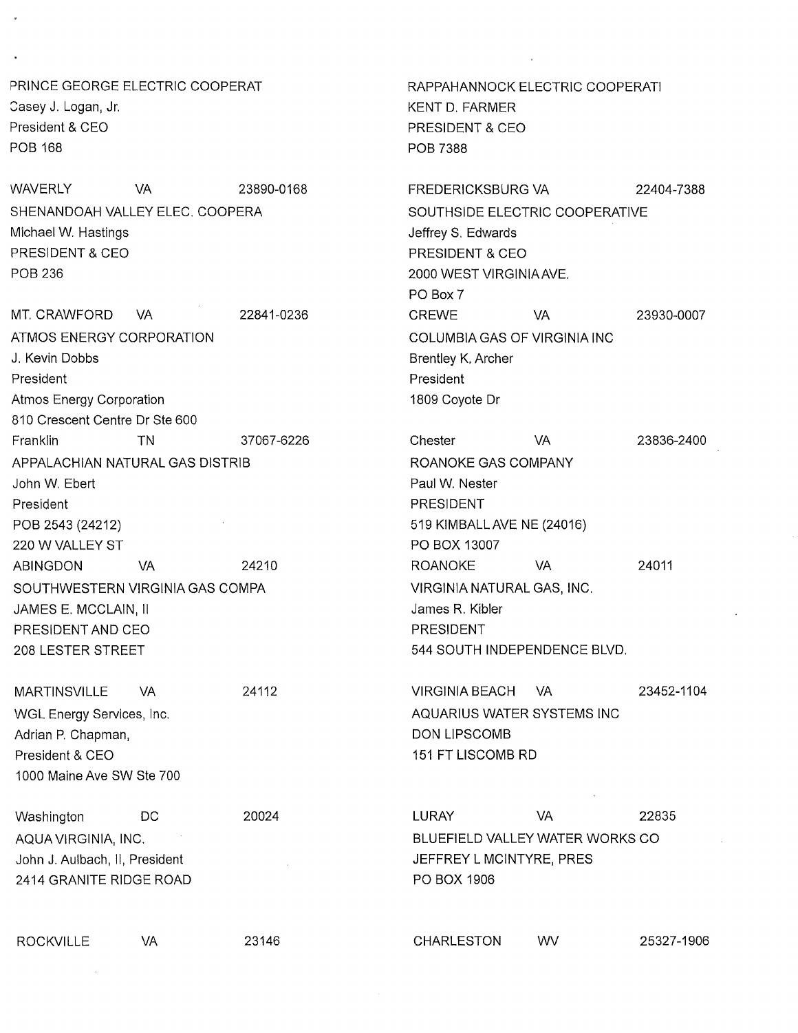PRINCE GEORGE ELECTRIC COOPERAT
Casey J. Logan, Jr.
President & CEO
POB 168

WAVERLY VA 23890-0168

RAPPAHANNOCK ELECTRIC COOPERATI
KENT D. FARMER
PRESIDENT & CEO
POB 7388

FREDERICKSBURG VA 22404-7388

SHENANDOAH VALLEY ELEC. COOPERA
Michael W. Hastings
PRESIDENT & CEO
POB 236

MT. CRAWFORD VA 22841-0236

SOUTHSIDE ELECTRIC COOPERATIVE
Jeffrey S. Edwards
PRESIDENT & CEO
2000 WEST VIRGINIA AVE.
PO Box 7
CREWE VA 23930-0007

ATMOS ENERGY CORPORATION
J. Kevin Dobbs
President
Atmos Energy Corporation
810 Crescent Centre Dr Ste 600
Franklin TN 37067-6226

COLUMBIA GAS OF VIRGINIA INC
Brentley K. Archer
President
1809 Coyote Dr

Chester VA 23836-2400

APPALACHIAN NATURAL GAS DISTRIB
John W. Ebert
President
POB 2543 (24212)
220 W VALLEY ST
ABINGDON VA 24210

ROANOKE GAS COMPANY
Paul W. Nester
PRESIDENT
519 KIMBALL AVE NE (24016)
PO BOX 13007
ROANOKE VA 24011

SOUTHWESTERN VIRGINIA GAS COMPA
JAMES E. MCCLAIN, II
PRESIDENT AND CEO
208 LESTER STREET

MARTINSVILLE VA 24112

VIRGINIA NATURAL GAS, INC.
James R. Kibler
PRESIDENT
544 SOUTH INDEPENDENCE BLVD.

VIRGINIA BEACH VA 23452-1104

WGL Energy Services, Inc.
Adrian P. Chapman,
President & CEO
1000 Maine Ave SW Ste 700

Washington DC 20024

AQUARIUS WATER SYSTEMS INC
DON LIPSCOMB
151 FT LISCOMB RD

LURAY VA 22835

AQUA VIRGINIA, INC.
John J. Aulbach, II, President
2414 GRANITE RIDGE ROAD

ROCKVILLE VA 23146

BLUEFIELD VALLEY WATER WORKS CO
JEFFREY L MCINTYRE, PRES
PO BOX 1906

CHARLESTON WV 25327-1906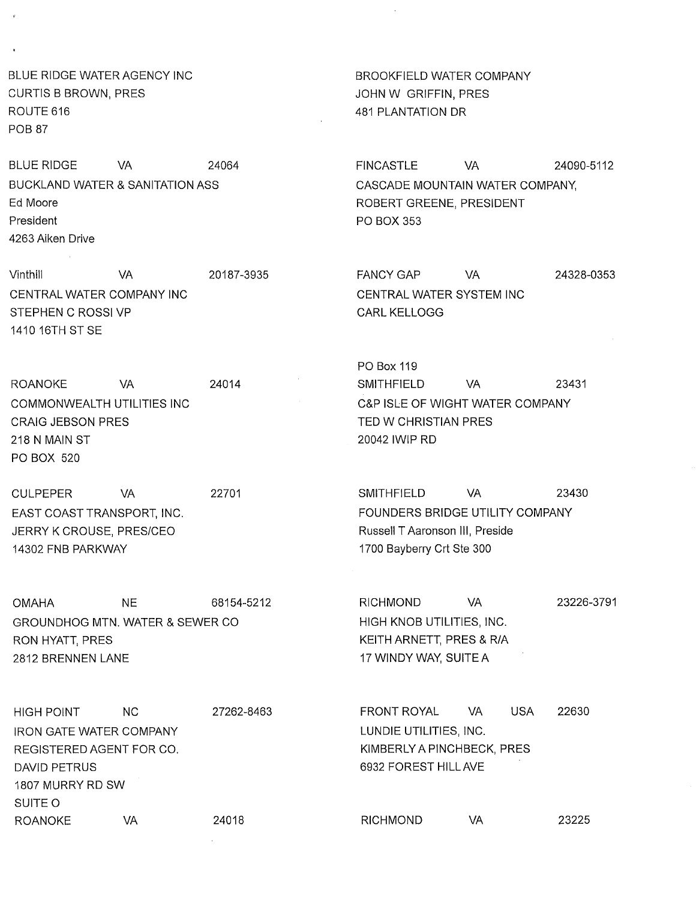BLUE RIDGE WATER AGENCY INC
CURTIS B BROWN, PRES
ROUTE 616
POB 87

BLUE RIDGE VA 24064

BROOKFIELD WATER COMPANY
JOHN W GRIFFIN, PRES
481 PLANTATION DR

FINCASTLE VA 24090-5112

BUCKLAND WATER & SANITATION ASS
Ed Moore
President
4263 Aiken Drive

Vinthill VA 20187-3935

CASCADE MOUNTAIN WATER COMPANY,
ROBERT GREENE, PRESIDENT
PO BOX 353

FANCY GAP VA 24328-0353

CENTRAL WATER COMPANY INC
STEPHEN C ROSSI VP
1410 16TH ST SE

ROANOKE VA 24014

CENTRAL WATER SYSTEM INC
CARL KELLOGG

PO Box 119
SMITHFIELD VA 23431

COMMONWEALTH UTILITIES INC
CRAIG JEBSON PRES
218 N MAIN ST
PO BOX 520

CULPEPER VA 22701

C&P ISLE OF WIGHT WATER COMPANY
TED W CHRISTIAN PRES
20042 IWIP RD

SMITHFIELD VA 23430

EAST COAST TRANSPORT, INC.
JERRY K CROUSE, PRES/CEO
14302 FNB PARKWAY

OMAHA NE 68154-5212

FOUNDERS BRIDGE UTILITY COMPANY
Russell T Aaronson III, Preside
1700 Bayberry Crt Ste 300

RICHMOND VA 23226-3791

GROUNDHOG MTN. WATER & SEWER CO
RON HYATT, PRES
2812 BRENNEN LANE

HIGH POINT NC 27262-8463

HIGH KNOB UTILITIES, INC.
KEITH ARNETT, PRES & R/A
17 WINDY WAY, SUITE A

FRONT ROYAL VA USA 22630

IRON GATE WATER COMPANY
REGISTERED AGENT FOR CO.
DAVID PETRUS
1807 MURRY RD SW
SUITE O
ROANOKE VA 24018

LUNDIE UTILITIES, INC.
KIMBERLY A PINCHBECK, PRES
6932 FOREST HILL AVE

RICHMOND VA 23225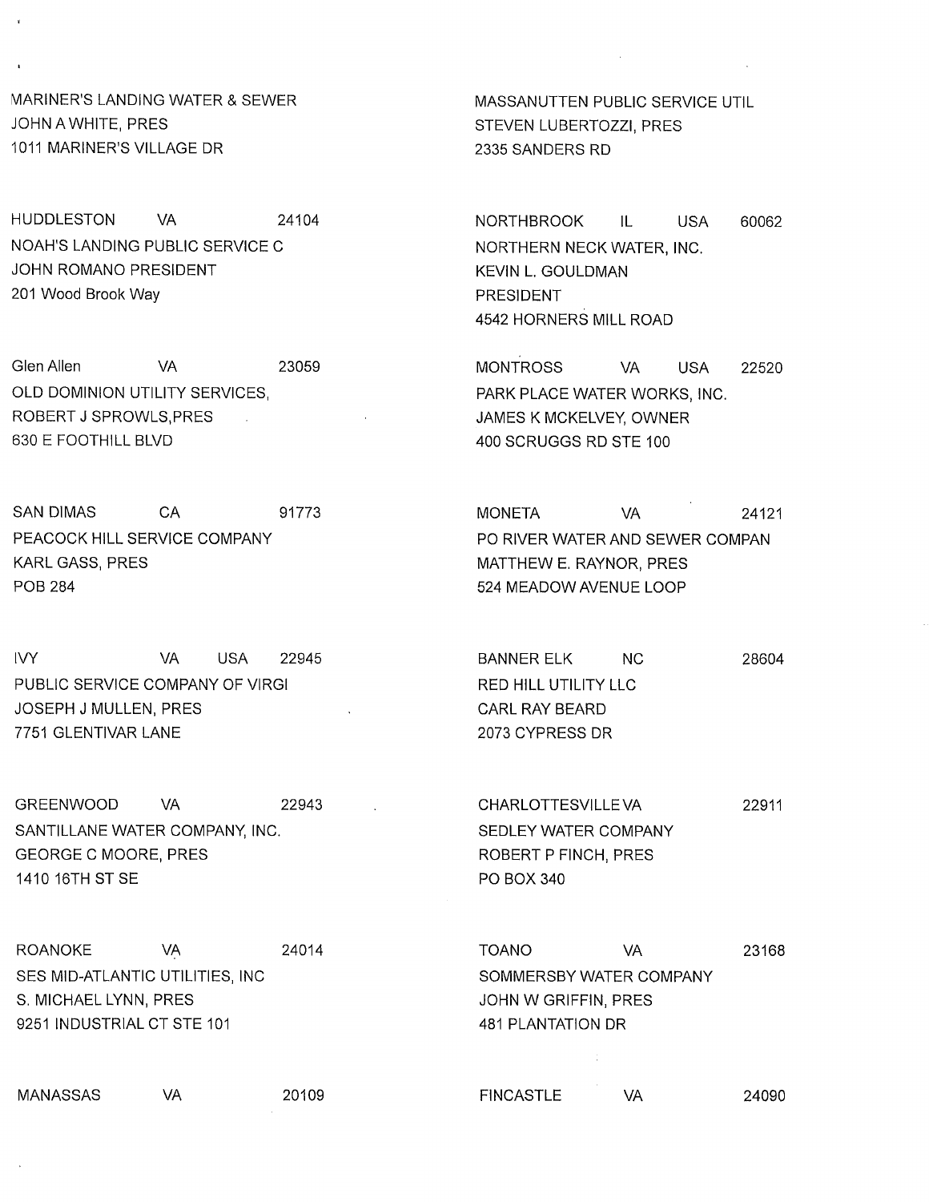MARINER'S LANDING WATER & SEWER
JOHN A WHITE, PRES
1011 MARINER'S VILLAGE DR
HUDDLESTON VA 24104

MASSANUTTEN PUBLIC SERVICE UTIL
STEVEN LUBERTOZZI, PRES
2335 SANDERS RD
NORTHBROOK IL USA 60062

NOAH'S LANDING PUBLIC SERVICE C
JOHN ROMANO PRESIDENT
201 Wood Brook Way
Glen Allen VA 23059

NORTHERN NECK WATER, INC.
KEVIN L. GOULDMAN
PRESIDENT
4542 HORNERS MILL ROAD
MONTROSS VA USA 22520

OLD DOMINION UTILITY SERVICES,
ROBERT J SPROWLS,PRES
630 E FOOTHILL BLVD
SAN DIMAS CA 91773

PARK PLACE WATER WORKS, INC.
JAMES K MCKELVEY, OWNER
400 SCRUGGS RD STE 100
MONETA VA 24121

PEACOCK HILL SERVICE COMPANY
KARL GASS, PRES
POB 284
IVY VA USA 22945

PO RIVER WATER AND SEWER COMPAN
MATTHEW E. RAYNOR, PRES
524 MEADOW AVENUE LOOP
BANNER ELK NC 28604

PUBLIC SERVICE COMPANY OF VIRGI
JOSEPH J MULLEN, PRES
7751 GLENTIVAR LANE
GREENWOOD VA 22943

RED HILL UTILITY LLC
CARL RAY BEARD
2073 CYPRESS DR
CHARLOTTESVILLE VA 22911

SANTILLANE WATER COMPANY, INC.
GEORGE C MOORE, PRES
1410 16TH ST SE
ROANOKE VA 24014

SEDLEY WATER COMPANY
ROBERT P FINCH, PRES
PO BOX 340
TOANO VA 23168

SES MID-ATLANTIC UTILITIES, INC
S. MICHAEL LYNN, PRES
9251 INDUSTRIAL CT STE 101
MANASSAS VA 20109

SOMMERSBY WATER COMPANY
JOHN W GRIFFIN, PRES
481 PLANTATION DR
FINCASTLE VA 24090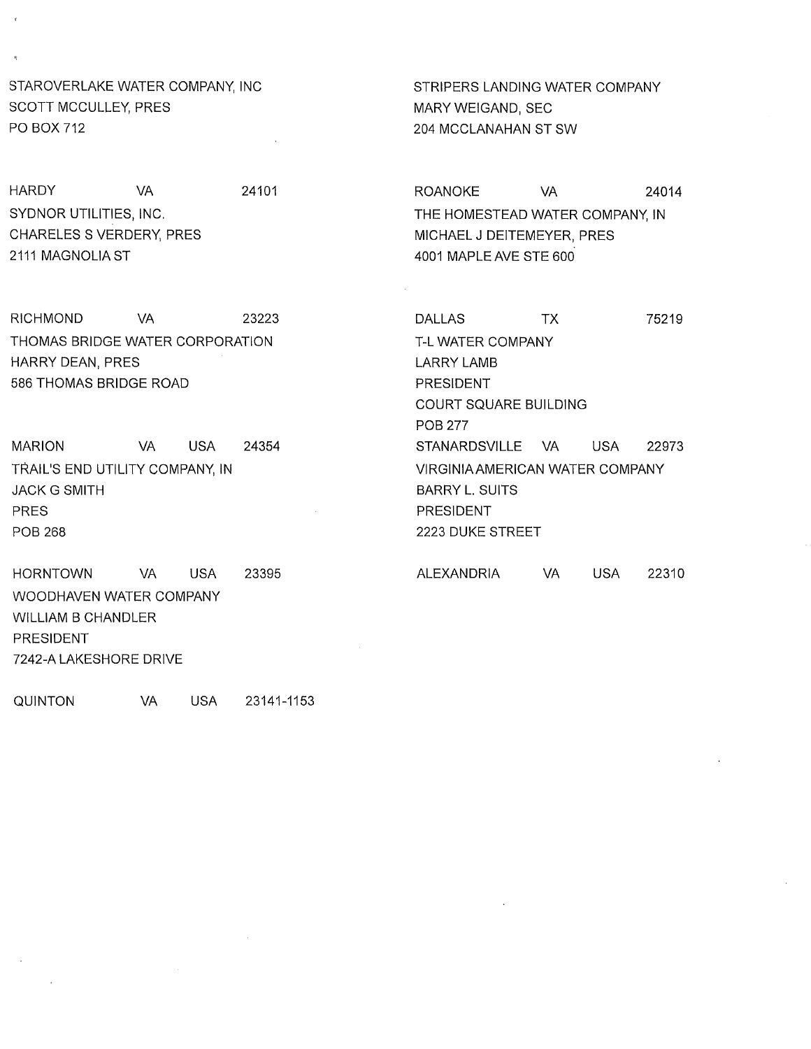STAROVERLAKE WATER COMPANY, INC
SCOTT MCCULLEY, PRES
PO BOX 712

HARDY VA 24101

STRIPERS LANDING WATER COMPANY
MARY WEIGAND, SEC
204 MCCLANAHAN ST SW

ROANOKE VA 24014

SYDNOR UTILITIES, INC.
CHARELES S VERDERY, PRES
2111 MAGNOLIA ST

RICHMOND VA 23223

THE HOMESTEAD WATER COMPANY, IN
MICHAEL J DEITEMEYER, PRES
4001 MAPLE AVE STE 600

DALLAS TX 75219

THOMAS BRIDGE WATER CORPORATION
HARRY DEAN, PRES
586 THOMAS BRIDGE ROAD

MARION VA USA 24354

T-L WATER COMPANY
LARRY LAMB
PRESIDENT
COURT SQUARE BUILDING
POB 277

STANARDSVILLE VA USA 22973

TRAIL'S END UTILITY COMPANY, IN
JACK G SMITH
PRES
POB 268

HORNTOWN VA USA 23395

VIRGINIA AMERICAN WATER COMPANY
BARRY L. SUITS
PRESIDENT
2223 DUKE STREET

ALEXANDRIA VA USA 22310

WOODHAVEN WATER COMPANY
WILLIAM B CHANDLER
PRESIDENT
7242-A LAKESHORE DRIVE

QUINTON VA USA 23141-1153